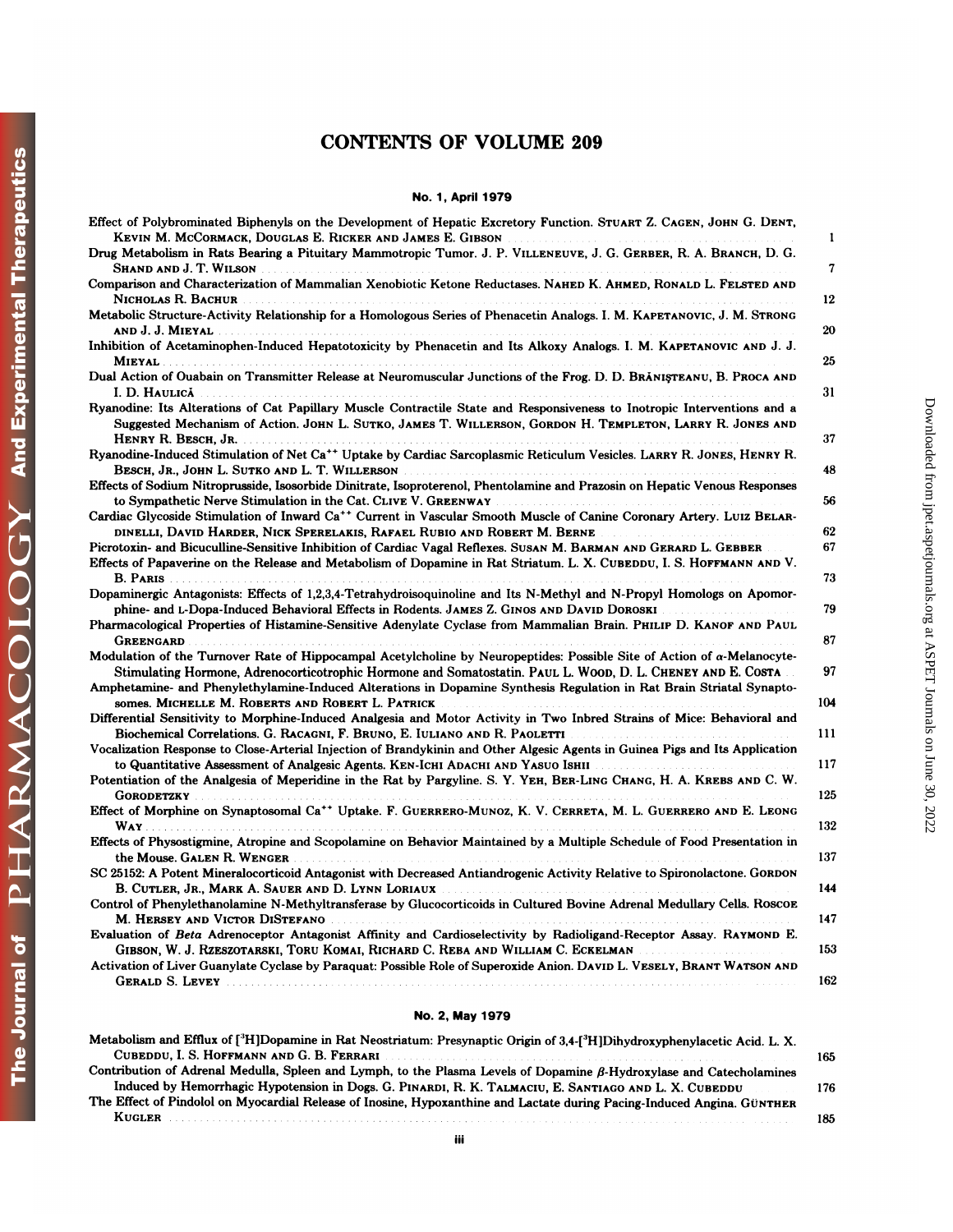# CONTENTS OF VOLUME 209

## No. 1, April 1979

Effect of Polybrominated Biphenyls on the Development of Hepatic Excretory Function. Stuart Z. Cagen, John G. Dent, Kevin M. McCormack, Douglas E. Rickert and James E. Gibson ... 1

Drug Metabolism in Rats Bearing a Pituitary Mammotropic Tumor. J. P. Villeneuve, J. G. Gerber, R. A. Branch, D. G. Shand and J. T. Wilson ... 7

Comparison and Characterization of Mammalian Xenobiotic Ketone Reductases. Nahed K. Ahmed, Ronald L. Felsted and Nicholas R. Bachur ... 12

Metabolic Structure-Activity Relationship for a Homologous Series of Phenacetin Analogs. I. M. Kapetanovic, J. M. Strong and J. J. Mieyal ... 20

Inhibition of Acetaminophen-Induced Hepatotoxicity by Phenacetin and Its Alkoxy Analogs. I. M. Kapetanovic and J. J. Mieyal ... 25

Dual Action of Ouabain on Transmitter Release at Neuromuscular Junctions of the Frog. D. D. Brănişteanu, B. Proca and I. D. Haulică ... 31

Ryanodine: Its Alterations of Cat Papillary Muscle Contractile State and Responsiveness to Inotropic Interventions and a Suggested Mechanism of Action. John L. Sutko, James T. Willerson, Gordon H. Templeton, Larry R. Jones and Henry R. Besch, Jr. ... 37

Ryanodine-Induced Stimulation of Net $Ca^{++}$ Uptake by Cardiac Sarcoplasmic Reticulum Vesicles. Larry R. Jones, Henry R. Besch, Jr., John L. Sutko and L. T. Willerson ... 48

Effects of Sodium Nitroprusside, Isosorbide Dinitrate, Isoproterenol, Phentolamine and Prazosin on Hepatic Venous Responses to Sympathetic Nerve Stimulation in the Cat. Clive V. Greenway ... 56

Cardiac Glycoside Stimulation of Inward $Ca^{++}$ Current in Vascular Smooth Muscle of Canine Coronary Artery. Luiz Belardinelli, David Harder, Nick Sperelakis, Rafael Rubio and Robert M. Berne ... 62

Picrotoxin- and Bicuculline-Sensitive Inhibition of Cardiac Vagal Reflexes. Susan M. Barman and Gerard L. Gebber ... 67

Effects of Papaverine on the Release and Metabolism of Dopamine in Rat Striatum. L. X. Cubeddu, I. S. Hoffmann and V. B. Paris ... 73

Dopaminergic Antagonists: Effects of 1,2,3,4-Tetrahydroisoquinoline and Its N-Methyl and N-Propyl Homologs on Apomorphine- and L-Dopa-Induced Behavioral Effects in Rodents. James Z. Ginos and David Doroski ... 79

Pharmacological Properties of Histamine-Sensitive Adenylate Cyclase from Mammalian Brain. Philip D. Kanof and Paul Greengard ... 87

Modulation of the Turnover Rate of Hippocampal Acetylcholine by Neuropeptides: Possible Site of Action of $\alpha$-Melanocyte-Stimulating Hormone, Adrenocorticotrophic Hormone and Somatostatin. Paul L. Wood, D. L. Cheney and E. Costa ... 97

Amphetamine- and Phenylethylamine-Induced Alterations in Dopamine Synthesis Regulation in Rat Brain Striatal Synaptosomes. Michelle M. Roberts and Robert L. Patrick ... 104

Differential Sensitivity to Morphine-Induced Analgesia and Motor Activity in Two Inbred Strains of Mice: Behavioral and Biochemical Correlations. G. Racagni, F. Bruno, E. Iuliano and R. Paoletti ... 111

Vocalization Response to Close-Arterial Injection of Brandykinin and Other Algesic Agents in Guinea Pigs and Its Application to Quantitative Assessment of Analgesic Agents. Ken-Ichi Adachi and Yasuo Ishii ... 117

Potentiation of the Analgesia of Meperidine in the Rat by Pargyline. S. Y. Yeh, Ber-Ling Chang, H. A. Krebs and C. W. Gorodetzky ... 125

Effect of Morphine on Synaptosomal $Ca^{++}$ Uptake. F. Guerrero-Munoz, K. V. Cerreta, M. L. Guerrero and E. Leong Way ... 132

Effects of Physostigmine, Atropine and Scopolamine on Behavior Maintained by a Multiple Schedule of Food Presentation in the Mouse. Galen R. Wenger ... 137

SC 25152: A Potent Mineralocorticoid Antagonist with Decreased Antiandrogenic Activity Relative to Spironolactone. Gordon B. Cutler, Jr., Mark A. Sauer and D. Lynn Loriaux ... 144

Control of Phenylethanolamine N-Methyltransferase by Glucocorticoids in Cultured Bovine Adrenal Medullary Cells. Roscoe M. Hersey and Victor DiStefano ... 147

Evaluation of *Beta* Adrenoceptor Antagonist Affinity and Cardioselectivity by Radioligand-Receptor Assay. Raymond E. Gibson, W. J. Rzeszotarski, Toru Komai, Richard C. Reba and William C. Eckelman ... 153

Activation of Liver Guanylate Cyclase by Paraquat: Possible Role of Superoxide Anion. David L. Vesely, Brant Watson and Gerald S. Levey ... 162

## No. 2, May 1979

Metabolism and Efflux of [$^3$H]Dopamine in Rat Neostriatum: Presynaptic Origin of 3,4-[$^3$H]Dihydroxyphenylacetic Acid. L. X. Cubeddu, I. S. Hoffmann and G. B. Ferrari ... 165

Contribution of Adrenal Medulla, Spleen and Lymph, to the Plasma Levels of Dopamine $\beta$-Hydroxylase and Catecholamines Induced by Hemorrhagic Hypotension in Dogs. G. Pinardi, R. K. Talmaciu, E. Santiago and L. X. Cubeddu ... 176

The Effect of Pindolol on Myocardial Release of Inosine, Hypoxanthine and Lactate during Pacing-Induced Angina. Günther Kugler ... 185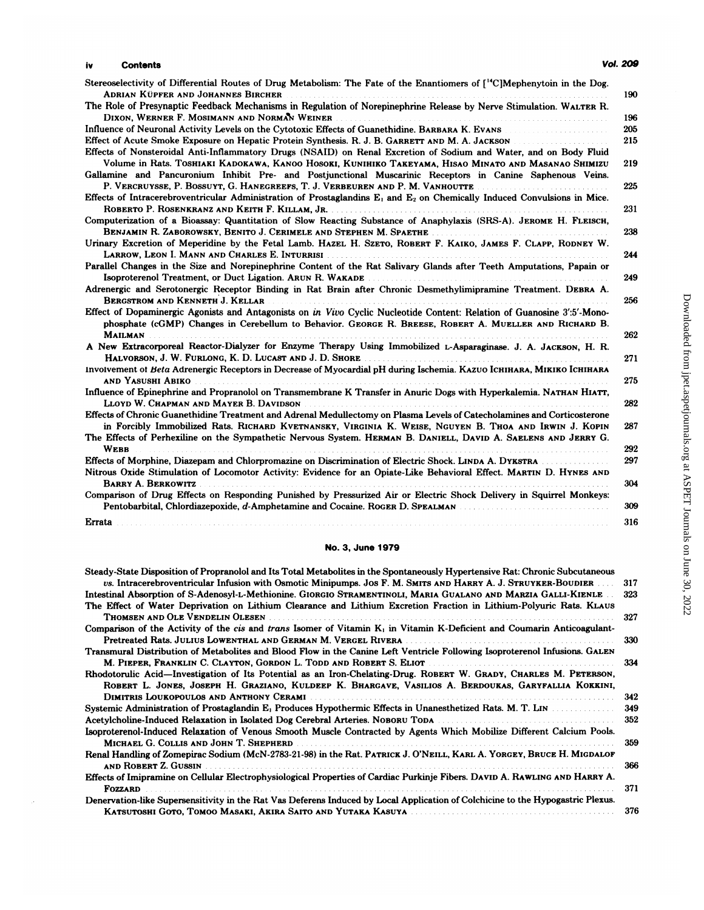Stereoselectivity of Differential Routes of Drug Metabolism: The Fate of the Enantiomers of [$^{14}$C]Mephenytoin in the Dog. ADRIAN KÜPFER AND JOHANNES BIRCHER ... 190

The Role of Presynaptic Feedback Mechanisms in Regulation of Norepinephrine Release by Nerve Stimulation. WALTER R. DIXON, WERNER F. MOSIMANN AND NORMAN WEINER ... 196

Influence of Neuronal Activity Levels on the Cytotoxic Effects of Guanethidine. BARBARA K. EVANS ... 205

Effect of Acute Smoke Exposure on Hepatic Protein Synthesis. R. J. B. GARRETT AND M. A. JACKSON ... 215

Effects of Nonsteroidal Anti-Inflammatory Drugs (NSAID) on Renal Excretion of Sodium and Water, and on Body Fluid Volume in Rats. TOSHIAKI KADOKAWA, KANOO HOSOKI, KUNIHIKO TAKEYAMA, HISAO MINATO AND MASANAO SHIMIZU ... 219

Gallamine and Pancuronium Inhibit Pre- and Postjunctional Muscarinic Receptors in Canine Saphenous Veins. P. VERCRUYSSE, P. BOSSUYT, G. HANEGREEFS, T. J. VERBEUREN AND P. M. VANHOUTTE ... 225

Effects of Intracerebroventricular Administration of Prostaglandins $E_1$ and $E_2$ on Chemically Induced Convulsions in Mice. ROBERTO P. ROSENKRANZ AND KEITH F. KILLAM, JR. ... 231

Computerization of a Bioassay: Quantitation of Slow Reacting Substance of Anaphylaxis (SRS-A). JEROME H. FLEISCH, BENJAMIN R. ZABOROWSKY, BENITO J. CERIMELE AND STEPHEN M. SPAETHE ... 238

Urinary Excretion of Meperidine by the Fetal Lamb. HAZEL H. SZETO, ROBERT F. KAIKO, JAMES F. CLAPP, RODNEY W. LARROW, LEON I. MANN AND CHARLES E. INTURRISI ... 244

Parallel Changes in the Size and Norepinephrine Content of the Rat Salivary Glands after Teeth Amputations, Papain or Isoproterenol Treatment, or Duct Ligation. ARUN R. WAKADE ... 249

Adrenergic and Serotonergic Receptor Binding in Rat Brain after Chronic Desmethylimipramine Treatment. DEBRA A. BERGSTROM AND KENNETH J. KELLAR ... 256

Effect of Dopaminergic Agonists and Antagonists on *in Vivo* Cyclic Nucleotide Content: Relation of Guanosine 3':5'-Monophosphate (cGMP) Changes in Cerebellum to Behavior. GEORGE R. BREESE, ROBERT A. MUELLER AND RICHARD B. MAILMAN ... 262

A New Extracorporeal Reactor-Dialyzer for Enzyme Therapy Using Immobilized L-Asparaginase. J. A. JACKSON, H. R. HALVORSON, J. W. FURLONG, K. D. LUCAST AND J. D. SHORE ... 271

Involvement of *Beta* Adrenergic Receptors in Decrease of Myocardial pH during Ischemia. KAZUO ICHIHARA, MIKIKO ICHIHARA AND YASUSHI ABIKO ... 275

Influence of Epinephrine and Propranolol on Transmembrane K Transfer in Anuric Dogs with Hyperkalemia. NATHAN HIATT, LLOYD W. CHAPMAN AND MAYER B. DAVIDSON ... 282

Effects of Chronic Guanethidine Treatment and Adrenal Medullectomy on Plasma Levels of Catecholamines and Corticosterone in Forcibly Immobilized Rats. RICHARD KVETNANSKY, VIRGINIA K. WEISE, NGUYEN B. THOA AND IRWIN J. KOPIN ... 287

The Effects of Perhexiline on the Sympathetic Nervous System. HERMAN B. DANIELL, DAVID A. SAELENS AND JERRY G. WEBB ... 292

Effects of Morphine, Diazepam and Chlorpromazine on Discrimination of Electric Shock. LINDA A. DYKSTRA ... 297

Nitrous Oxide Stimulation of Locomotor Activity: Evidence for an Opiate-Like Behavioral Effect. MARTIN D. HYNES AND BARRY A. BERKOWITZ ... 304

Comparison of Drug Effects on Responding Punished by Pressurized Air or Electric Shock Delivery in Squirrel Monkeys: Pentobarbital, Chlordiazepoxide, *d*-Amphetamine and Cocaine. ROGER D. SPEALMAN ... 309

Errata ... 316

## No. 3, June 1979

Steady-State Disposition of Propranolol and Its Total Metabolites in the Spontaneously Hypertensive Rat: Chronic Subcutaneous *vs.* Intracerebroventricular Infusion with Osmotic Minipumps. JOS F. M. SMITS AND HARRY A. J. STRUYKER-BOUDIER ... 317

Intestinal Absorption of S-Adenosyl-L-Methionine. GIORGIO STRAMENTINOLI, MARIA GUALANO AND MARZIA GALLI-KIENLE ... 323

The Effect of Water Deprivation on Lithium Clearance and Lithium Excretion Fraction in Lithium-Polyuric Rats. KLAUS THOMSEN AND OLE VENDELIN OLESEN ... 327

Comparison of the Activity of the *cis* and *trans* Isomer of Vitamin $K_1$ in Vitamin K-Deficient and Coumarin Anticoagulant-Pretreated Rats. JULIUS LOWENTHAL AND GERMAN M. VERGEL RIVERA ... 330

Transmural Distribution of Metabolites and Blood Flow in the Canine Left Ventricle Following Isoproterenol Infusions. GALEN M. PIEPER, FRANKLIN C. CLAYTON, GORDON L. TODD AND ROBERT S. ELIOT ... 334

Rhodotorulic Acid—Investigation of Its Potential as an Iron-Chelating-Drug. ROBERT W. GRADY, CHARLES M. PETERSON, ROBERT L. JONES, JOSEPH H. GRAZIANO, KULDEEP K. BHARGAVE, VASILIOS A. BERDOUKAS, GARYFALLIA KOKKINI, DIMITRIS LOUKOPOULOS AND ANTHONY CERAMI ... 342

Systemic Administration of Prostaglandin $E_1$ Produces Hypothermic Effects in Unanesthetized Rats. M. T. LIN ... 349

Acetylcholine-Induced Relaxation in Isolated Dog Cerebral Arteries. NOBORU TODA ... 352

Isoproterenol-Induced Relaxation of Venous Smooth Muscle Contracted by Agents Which Mobilize Different Calcium Pools. MICHAEL G. COLLIS AND JOHN T. SHEPHERD ... 359

Renal Handling of Zomepirac Sodium (McN-2783-21-98) in the Rat. PATRICK J. O'NEILL, KARL A. YORGEY, BRUCE H. MIGDALOF AND ROBERT Z. GUSSIN ... 366

Effects of Imipramine on Cellular Electrophysiological Properties of Cardiac Purkinje Fibers. DAVID A. RAWLING AND HARRY A. FOZZARD ... 371

Denervation-like Supersensitivity in the Rat Vas Deferens Induced by Local Application of Colchicine to the Hypogastric Plexus. KATSUTOSHI GOTO, TOMOO MASAKI, AKIRA SAITO AND YUTAKA KASUYA ... 376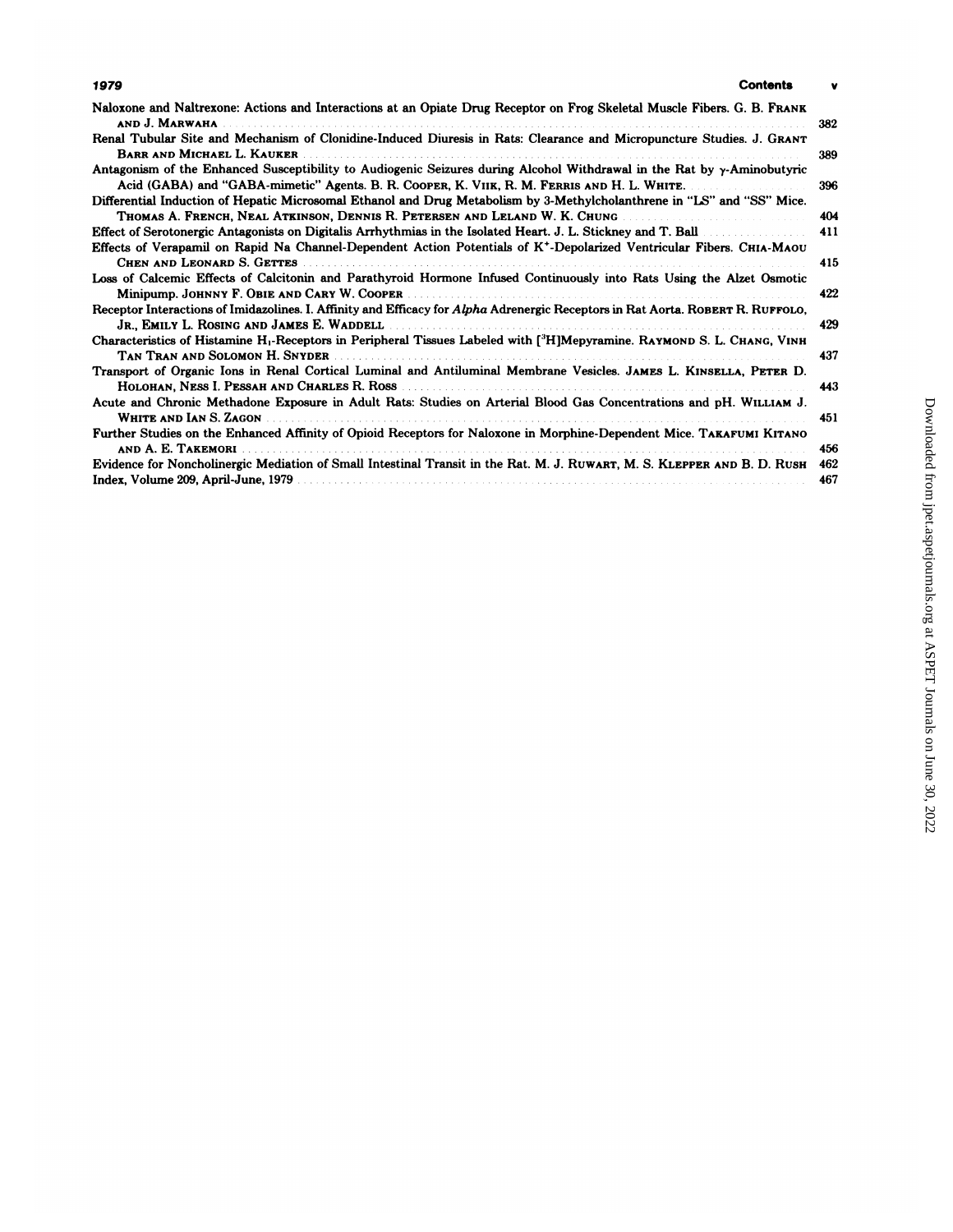Naloxone and Naltrexone: Actions and Interactions at an Opiate Drug Receptor on Frog Skeletal Muscle Fibers. G. B. FRANK AND J. MARWAHA ... 382

Renal Tubular Site and Mechanism of Clonidine-Induced Diuresis in Rats: Clearance and Micropuncture Studies. J. GRANT BARR AND MICHAEL L. KAUKER ... 389

Antagonism of the Enhanced Susceptibility to Audiogenic Seizures during Alcohol Withdrawal in the Rat by γ-Aminobutyric Acid (GABA) and "GABA-mimetic" Agents. B. R. COOPER, K. VIIK, R. M. FERRIS AND H. L. WHITE ... 396

Differential Induction of Hepatic Microsomal Ethanol and Drug Metabolism by 3-Methylcholanthrene in "LS" and "SS" Mice. THOMAS A. FRENCH, NEAL ATKINSON, DENNIS R. PETERSEN AND LELAND W. K. CHUNG ... 404

Effect of Serotonergic Antagonists on Digitalis Arrhythmias in the Isolated Heart. J. L. Stickney and T. Ball ... 411

Effects of Verapamil on Rapid Na Channel-Dependent Action Potentials of $K^+$-Depolarized Ventricular Fibers. CHIA-MAOU CHEN AND LEONARD S. GETTES ... 415

Loss of Calcemic Effects of Calcitonin and Parathyroid Hormone Infused Continuously into Rats Using the Alzet Osmotic Minipump. JOHNNY F. OBIE AND CARY W. COOPER ... 422

Receptor Interactions of Imidazolines. I. Affinity and Efficacy for *Alpha* Adrenergic Receptors in Rat Aorta. ROBERT R. RUFFOLO, JR., EMILY L. ROSING AND JAMES E. WADDELL ... 429

Characteristics of Histamine $H_1$-Receptors in Peripheral Tissues Labeled with [$^3$H]Mepyramine. RAYMOND S. L. CHANG, VINH TAN TRAN AND SOLOMON H. SNYDER ... 437

Transport of Organic Ions in Renal Cortical Luminal and Antiluminal Membrane Vesicles. JAMES L. KINSELLA, PETER D. HOLOHAN, NESS I. PESSAH AND CHARLES R. ROSS ... 443

Acute and Chronic Methadone Exposure in Adult Rats: Studies on Arterial Blood Gas Concentrations and pH. WILLIAM J. WHITE AND IAN S. ZAGON ... 451

Further Studies on the Enhanced Affinity of Opioid Receptors for Naloxone in Morphine-Dependent Mice. TAKAFUMI KITANO AND A. E. TAKEMORI ... 456

Evidence for Noncholinergic Mediation of Small Intestinal Transit in the Rat. M. J. RUWART, M. S. KLEPPER AND B. D. RUSH 462

Index, Volume 209, April-June, 1979 ... 467